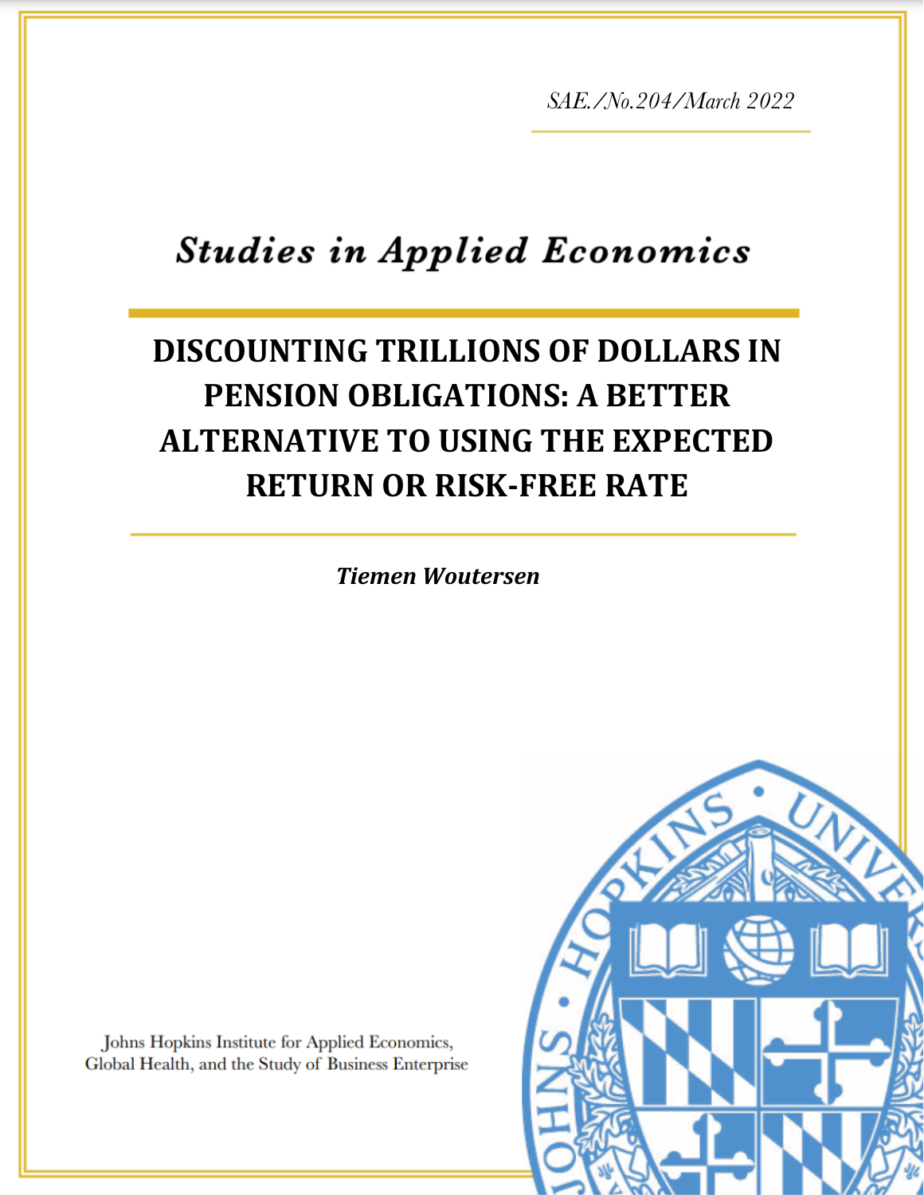*SAE./No.204/March 2022*

## *Studies in Applied Economics*

# DISCOUNTING TRILLIONS OF DOLLARS IN PENSION OBLIGATIONS: A BETTER ALTERNATIVE TO USING THE EXPECTED RETURN OR RISK-FREE RATE

***Tiemen Woutersen***

Johns Hopkins Institute for Applied Economics, Global Health, and the Study of Business Enterprise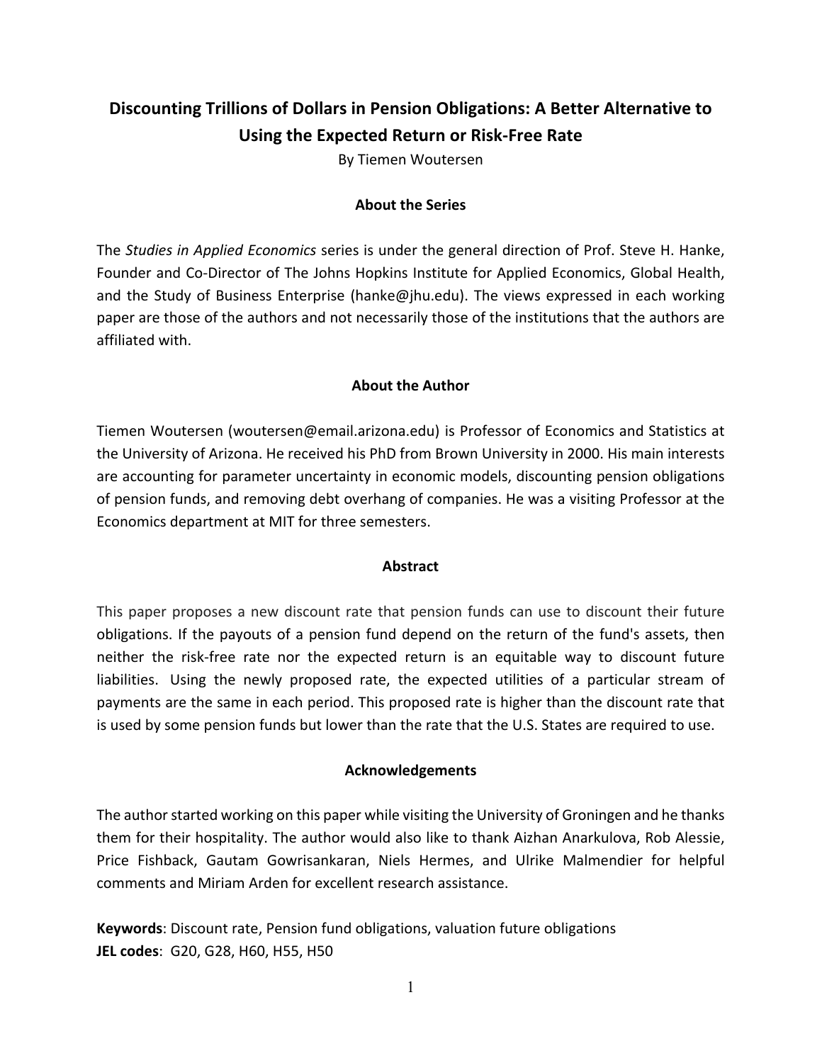# Discounting Trillions of Dollars in Pension Obligations: A Better Alternative to Using the Expected Return or Risk-Free Rate

By Tiemen Woutersen

## About the Series

The *Studies in Applied Economics* series is under the general direction of Prof. Steve H. Hanke, Founder and Co-Director of The Johns Hopkins Institute for Applied Economics, Global Health, and the Study of Business Enterprise (hanke@jhu.edu). The views expressed in each working paper are those of the authors and not necessarily those of the institutions that the authors are affiliated with.

## About the Author

Tiemen Woutersen (woutersen@email.arizona.edu) is Professor of Economics and Statistics at the University of Arizona. He received his PhD from Brown University in 2000. His main interests are accounting for parameter uncertainty in economic models, discounting pension obligations of pension funds, and removing debt overhang of companies. He was a visiting Professor at the Economics department at MIT for three semesters.

## Abstract

This paper proposes a new discount rate that pension funds can use to discount their future obligations. If the payouts of a pension fund depend on the return of the fund's assets, then neither the risk-free rate nor the expected return is an equitable way to discount future liabilities. Using the newly proposed rate, the expected utilities of a particular stream of payments are the same in each period. This proposed rate is higher than the discount rate that is used by some pension funds but lower than the rate that the U.S. States are required to use.

## Acknowledgements

The author started working on this paper while visiting the University of Groningen and he thanks them for their hospitality. The author would also like to thank Aizhan Anarkulova, Rob Alessie, Price Fishback, Gautam Gowrisankaran, Niels Hermes, and Ulrike Malmendier for helpful comments and Miriam Arden for excellent research assistance.

**Keywords**: Discount rate, Pension fund obligations, valuation future obligations

**JEL codes**: G20, G28, H60, H55, H50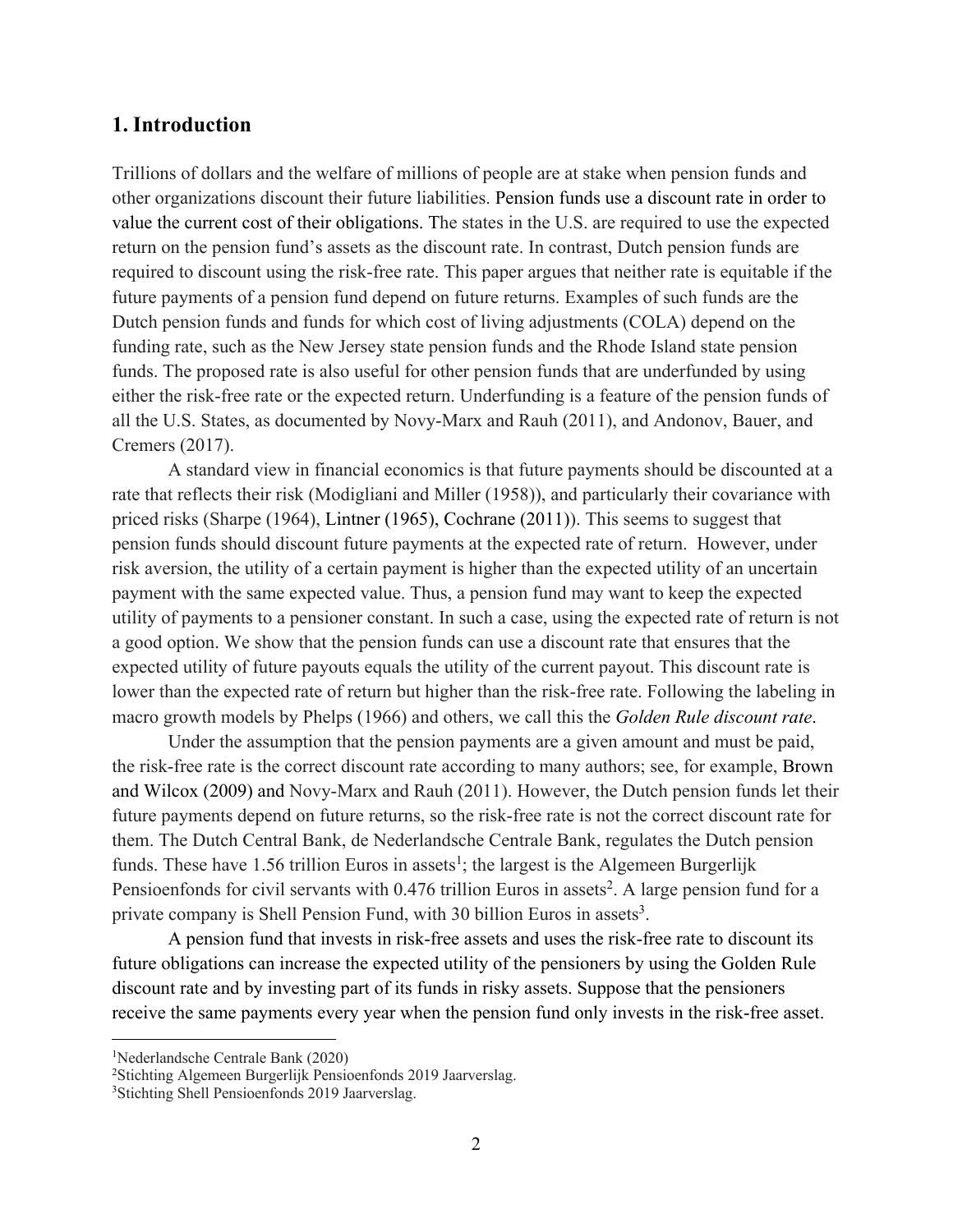## 1. Introduction

Trillions of dollars and the welfare of millions of people are at stake when pension funds and other organizations discount their future liabilities. Pension funds use a discount rate in order to value the current cost of their obligations. The states in the U.S. are required to use the expected return on the pension fund's assets as the discount rate. In contrast, Dutch pension funds are required to discount using the risk-free rate. This paper argues that neither rate is equitable if the future payments of a pension fund depend on future returns. Examples of such funds are the Dutch pension funds and funds for which cost of living adjustments (COLA) depend on the funding rate, such as the New Jersey state pension funds and the Rhode Island state pension funds. The proposed rate is also useful for other pension funds that are underfunded by using either the risk-free rate or the expected return. Underfunding is a feature of the pension funds of all the U.S. States, as documented by Novy-Marx and Rauh (2011), and Andonov, Bauer, and Cremers (2017).

A standard view in financial economics is that future payments should be discounted at a rate that reflects their risk (Modigliani and Miller (1958)), and particularly their covariance with priced risks (Sharpe (1964), Lintner (1965), Cochrane (2011)). This seems to suggest that pension funds should discount future payments at the expected rate of return. However, under risk aversion, the utility of a certain payment is higher than the expected utility of an uncertain payment with the same expected value. Thus, a pension fund may want to keep the expected utility of payments to a pensioner constant. In such a case, using the expected rate of return is not a good option. We show that the pension funds can use a discount rate that ensures that the expected utility of future payouts equals the utility of the current payout. This discount rate is lower than the expected rate of return but higher than the risk-free rate. Following the labeling in macro growth models by Phelps (1966) and others, we call this the *Golden Rule discount rate*.

Under the assumption that the pension payments are a given amount and must be paid, the risk-free rate is the correct discount rate according to many authors; see, for example, Brown and Wilcox (2009) and Novy-Marx and Rauh (2011). However, the Dutch pension funds let their future payments depend on future returns, so the risk-free rate is not the correct discount rate for them. The Dutch Central Bank, de Nederlandsche Centrale Bank, regulates the Dutch pension funds. These have 1.56 trillion Euros in assets[1]; the largest is the Algemeen Burgerlijk Pensioenfonds for civil servants with 0.476 trillion Euros in assets[2]. A large pension fund for a private company is Shell Pension Fund, with 30 billion Euros in assets[3].

A pension fund that invests in risk-free assets and uses the risk-free rate to discount its future obligations can increase the expected utility of the pensioners by using the Golden Rule discount rate and by investing part of its funds in risky assets. Suppose that the pensioners receive the same payments every year when the pension fund only invests in the risk-free asset.

---

[1]Nederlandsche Centrale Bank (2020)

[2]Stichting Algemeen Burgerlijk Pensioenfonds 2019 Jaarverslag.

[3]Stichting Shell Pensioenfonds 2019 Jaarverslag.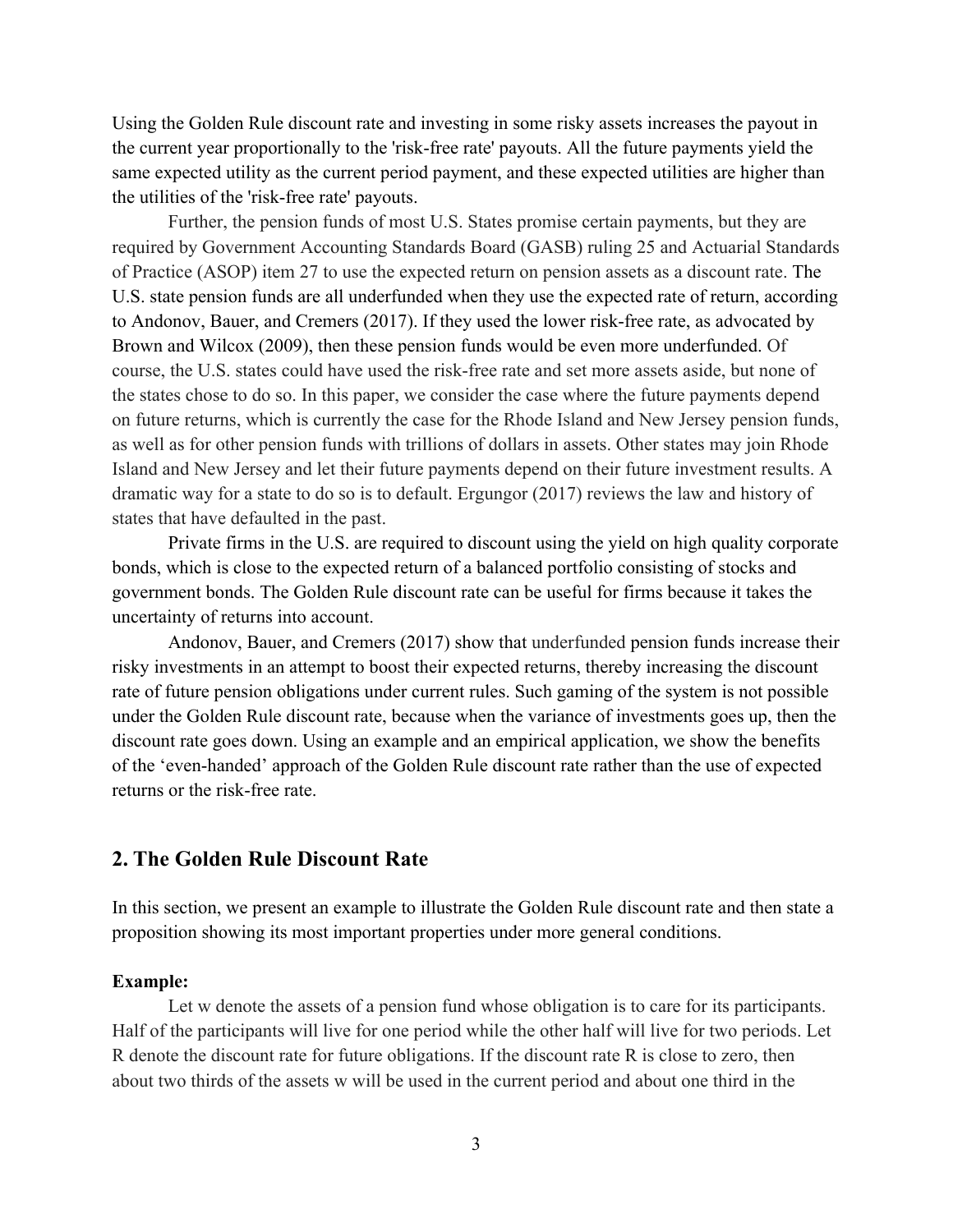Using the Golden Rule discount rate and investing in some risky assets increases the payout in the current year proportionally to the 'risk-free rate' payouts. All the future payments yield the same expected utility as the current period payment, and these expected utilities are higher than the utilities of the 'risk-free rate' payouts.

Further, the pension funds of most U.S. States promise certain payments, but they are required by Government Accounting Standards Board (GASB) ruling 25 and Actuarial Standards of Practice (ASOP) item 27 to use the expected return on pension assets as a discount rate. The U.S. state pension funds are all underfunded when they use the expected rate of return, according to Andonov, Bauer, and Cremers (2017). If they used the lower risk-free rate, as advocated by Brown and Wilcox (2009), then these pension funds would be even more underfunded. Of course, the U.S. states could have used the risk-free rate and set more assets aside, but none of the states chose to do so. In this paper, we consider the case where the future payments depend on future returns, which is currently the case for the Rhode Island and New Jersey pension funds, as well as for other pension funds with trillions of dollars in assets. Other states may join Rhode Island and New Jersey and let their future payments depend on their future investment results. A dramatic way for a state to do so is to default. Ergungor (2017) reviews the law and history of states that have defaulted in the past.

Private firms in the U.S. are required to discount using the yield on high quality corporate bonds, which is close to the expected return of a balanced portfolio consisting of stocks and government bonds. The Golden Rule discount rate can be useful for firms because it takes the uncertainty of returns into account.

Andonov, Bauer, and Cremers (2017) show that underfunded pension funds increase their risky investments in an attempt to boost their expected returns, thereby increasing the discount rate of future pension obligations under current rules. Such gaming of the system is not possible under the Golden Rule discount rate, because when the variance of investments goes up, then the discount rate goes down. Using an example and an empirical application, we show the benefits of the 'even-handed' approach of the Golden Rule discount rate rather than the use of expected returns or the risk-free rate.

## 2. The Golden Rule Discount Rate

In this section, we present an example to illustrate the Golden Rule discount rate and then state a proposition showing its most important properties under more general conditions.

**Example:**

Let w denote the assets of a pension fund whose obligation is to care for its participants. Half of the participants will live for one period while the other half will live for two periods. Let R denote the discount rate for future obligations. If the discount rate R is close to zero, then about two thirds of the assets w will be used in the current period and about one third in the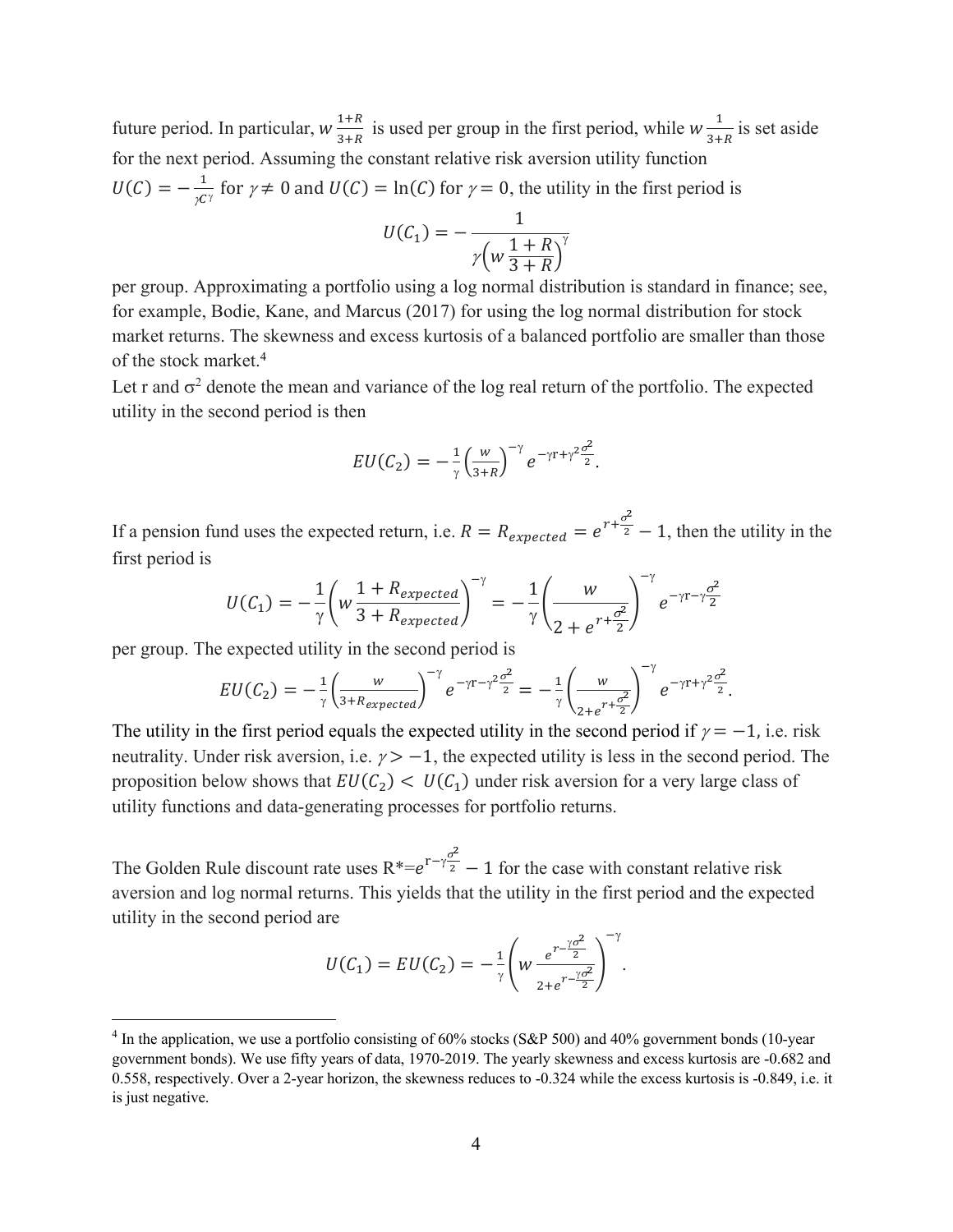future period. In particular, $w\frac{1+R}{3+R}$ is used per group in the first period, while $w\frac{1}{3+R}$ is set aside for the next period. Assuming the constant relative risk aversion utility function $U(C) = -\frac{1}{\gamma C^{\gamma}}$ for $\gamma \neq 0$ and $U(C) = \ln(C)$ for $\gamma = 0$, the utility in the first period is

$$U(C_1) = -\frac{1}{\gamma\left(w\frac{1+R}{3+R}\right)^{\gamma}}$$

per group. Approximating a portfolio using a log normal distribution is standard in finance; see, for example, Bodie, Kane, and Marcus (2017) for using the log normal distribution for stock market returns. The skewness and excess kurtosis of a balanced portfolio are smaller than those of the stock market.[4]

Let r and $\sigma^2$ denote the mean and variance of the log real return of the portfolio. The expected utility in the second period is then

$$EU(C_2) = -\frac{1}{\gamma}\left(\frac{w}{3+R}\right)^{-\gamma} e^{-\gamma r+\gamma^2\frac{\sigma^2}{2}}.$$

If a pension fund uses the expected return, i.e. $R = R_{expected} = e^{r+\frac{\sigma^2}{2}} - 1$, then the utility in the first period is

$$U(C_1) = -\frac{1}{\gamma}\left(w\frac{1+R_{expected}}{3+R_{expected}}\right)^{-\gamma} = -\frac{1}{\gamma}\left(\frac{w}{2+e^{r+\frac{\sigma^2}{2}}}\right)^{-\gamma} e^{-\gamma r-\gamma\frac{\sigma^2}{2}}$$

per group. The expected utility in the second period is

$$EU(C_2) = -\frac{1}{\gamma}\left(\frac{w}{3+R_{expected}}\right)^{-\gamma} e^{-\gamma r-\gamma^2\frac{\sigma^2}{2}} = -\frac{1}{\gamma}\left(\frac{w}{2+e^{r+\frac{\sigma^2}{2}}}\right)^{-\gamma} e^{-\gamma r+\gamma^2\frac{\sigma^2}{2}}.$$

The utility in the first period equals the expected utility in the second period if $\gamma = -1$, i.e. risk neutrality. Under risk aversion, i.e. $\gamma > -1$, the expected utility is less in the second period. The proposition below shows that $EU(C_2) < U(C_1)$ under risk aversion for a very large class of utility functions and data-generating processes for portfolio returns.

The Golden Rule discount rate uses $R^* = e^{r-\gamma\frac{\sigma^2}{2}} - 1$ for the case with constant relative risk aversion and log normal returns. This yields that the utility in the first period and the expected utility in the second period are

$$U(C_1) = EU(C_2) = -\frac{1}{\gamma}\left(w\frac{e^{r-\frac{\gamma\sigma^2}{2}}}{2+e^{r-\frac{\gamma\sigma^2}{2}}}\right)^{-\gamma}.$$

[4] In the application, we use a portfolio consisting of 60% stocks (S&P 500) and 40% government bonds (10-year government bonds). We use fifty years of data, 1970-2019. The yearly skewness and excess kurtosis are -0.682 and 0.558, respectively. Over a 2-year horizon, the skewness reduces to -0.324 while the excess kurtosis is -0.849, i.e. it is just negative.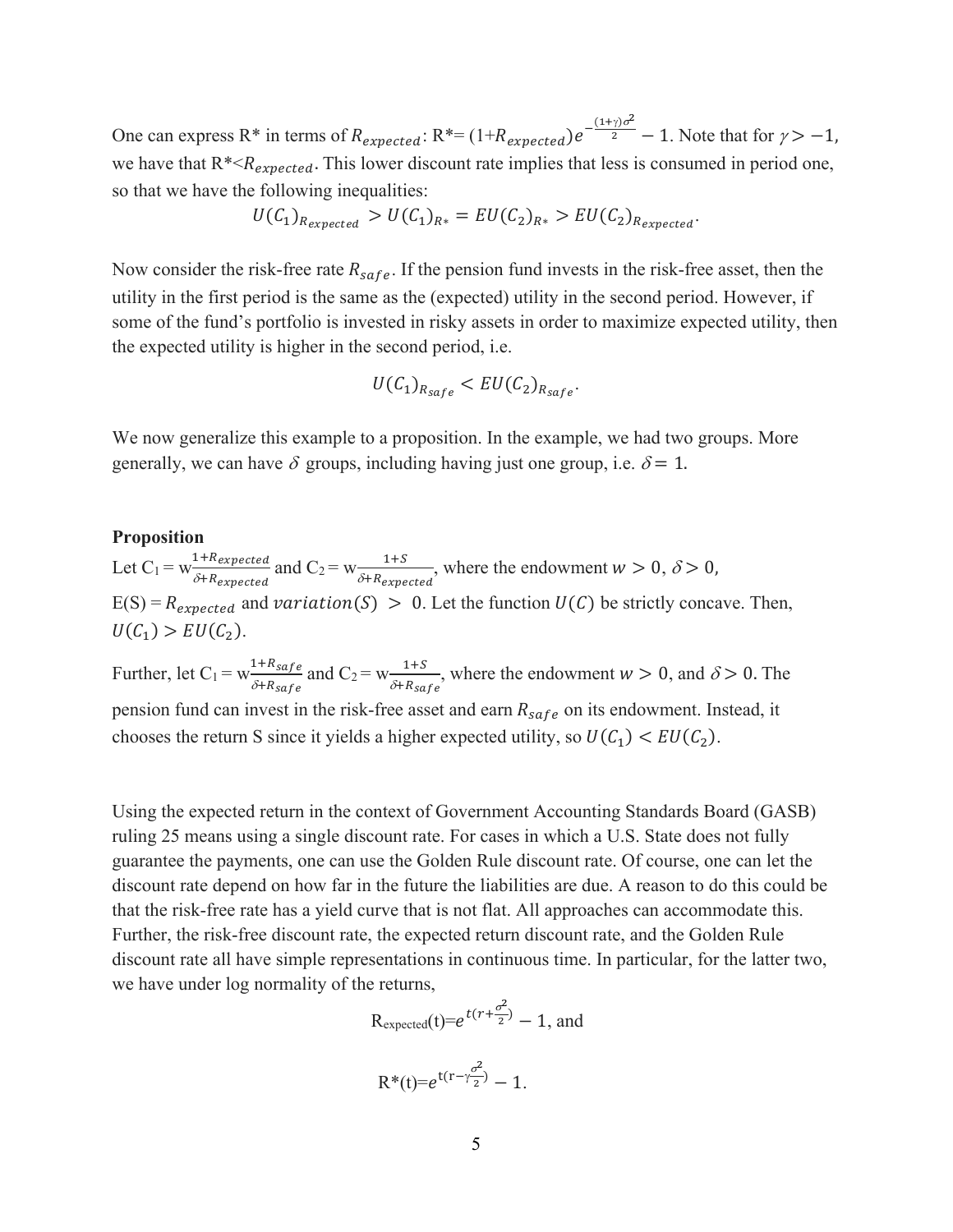One can express R* in terms of $R_{expected}$: R*= $(1+R_{expected})e^{-\frac{(1+\gamma)\sigma^2}{2}} - 1$. Note that for $\gamma > -1$, we have that R*<$R_{expected}$. This lower discount rate implies that less is consumed in period one, so that we have the following inequalities:

$$U(C_1)_{R_{expected}} > U(C_1)_{R*} = EU(C_2)_{R*} > EU(C_2)_{R_{expected}}.$$

Now consider the risk-free rate $R_{safe}$. If the pension fund invests in the risk-free asset, then the utility in the first period is the same as the (expected) utility in the second period. However, if some of the fund's portfolio is invested in risky assets in order to maximize expected utility, then the expected utility is higher in the second period, i.e.

$$U(C_1)_{R_{safe}} < EU(C_2)_{R_{safe}}.$$

We now generalize this example to a proposition. In the example, we had two groups. More generally, we can have $\delta$ groups, including having just one group, i.e. $\delta = 1$.

**Proposition**

Let $C_1 = w\frac{1+R_{expected}}{\delta+R_{expected}}$ and $C_2 = w\frac{1+S}{\delta+R_{expected}}$, where the endowment $w > 0$, $\delta > 0$, $E(S) = R_{expected}$ and $variation(S) > 0$. Let the function $U(C)$ be strictly concave. Then, $U(C_1) > EU(C_2)$.

Further, let $C_1 = w\frac{1+R_{safe}}{\delta+R_{safe}}$ and $C_2 = w\frac{1+S}{\delta+R_{safe}}$, where the endowment $w > 0$, and $\delta > 0$. The pension fund can invest in the risk-free asset and earn $R_{safe}$ on its endowment. Instead, it chooses the return S since it yields a higher expected utility, so $U(C_1) < EU(C_2)$.

Using the expected return in the context of Government Accounting Standards Board (GASB) ruling 25 means using a single discount rate. For cases in which a U.S. State does not fully guarantee the payments, one can use the Golden Rule discount rate. Of course, one can let the discount rate depend on how far in the future the liabilities are due. A reason to do this could be that the risk-free rate has a yield curve that is not flat. All approaches can accommodate this. Further, the risk-free discount rate, the expected return discount rate, and the Golden Rule discount rate all have simple representations in continuous time. In particular, for the latter two, we have under log normality of the returns,

$$R_{expected}(t) = e^{t(r+\frac{\sigma^2}{2})} - 1, \text{ and}$$

$$R^*(t) = e^{t(r-\gamma\frac{\sigma^2}{2})} - 1.$$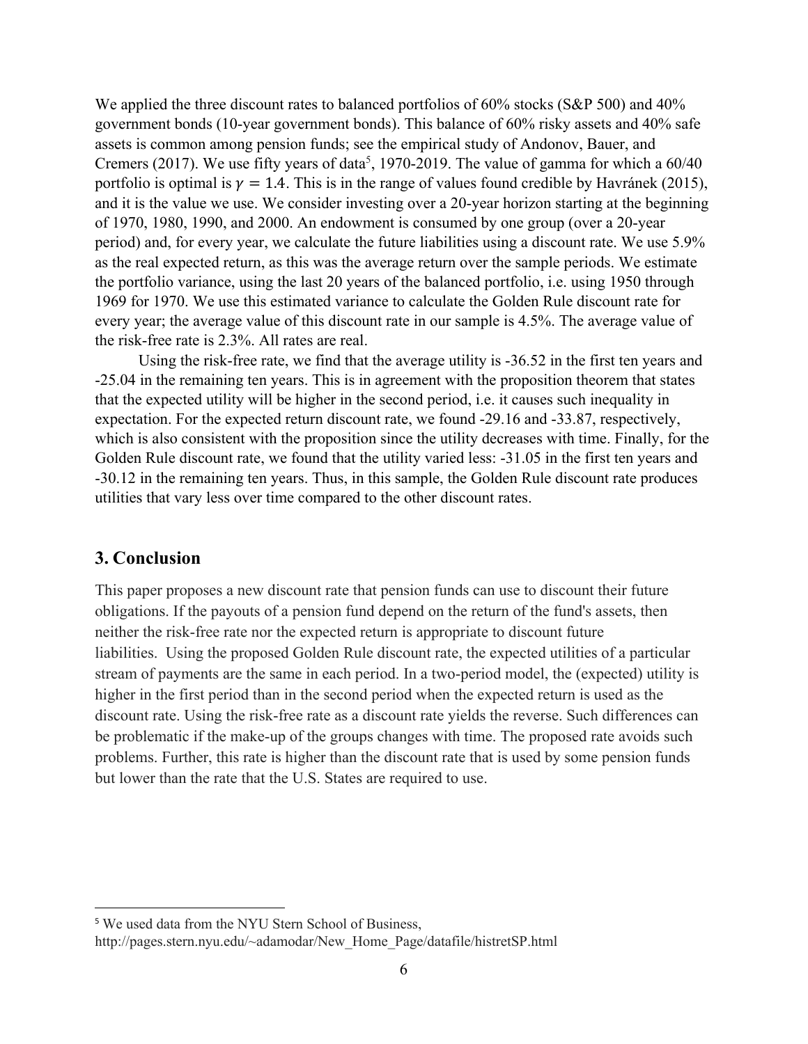We applied the three discount rates to balanced portfolios of 60% stocks (S&P 500) and 40% government bonds (10-year government bonds). This balance of 60% risky assets and 40% safe assets is common among pension funds; see the empirical study of Andonov, Bauer, and Cremers (2017). We use fifty years of data[5], 1970-2019. The value of gamma for which a 60/40 portfolio is optimal is $\gamma = 1.4$. This is in the range of values found credible by Havránek (2015), and it is the value we use. We consider investing over a 20-year horizon starting at the beginning of 1970, 1980, 1990, and 2000. An endowment is consumed by one group (over a 20-year period) and, for every year, we calculate the future liabilities using a discount rate. We use 5.9% as the real expected return, as this was the average return over the sample periods. We estimate the portfolio variance, using the last 20 years of the balanced portfolio, i.e. using 1950 through 1969 for 1970. We use this estimated variance to calculate the Golden Rule discount rate for every year; the average value of this discount rate in our sample is 4.5%. The average value of the risk-free rate is 2.3%. All rates are real.

Using the risk-free rate, we find that the average utility is -36.52 in the first ten years and -25.04 in the remaining ten years. This is in agreement with the proposition theorem that states that the expected utility will be higher in the second period, i.e. it causes such inequality in expectation. For the expected return discount rate, we found -29.16 and -33.87, respectively, which is also consistent with the proposition since the utility decreases with time. Finally, for the Golden Rule discount rate, we found that the utility varied less: -31.05 in the first ten years and -30.12 in the remaining ten years. Thus, in this sample, the Golden Rule discount rate produces utilities that vary less over time compared to the other discount rates.

## 3. Conclusion

This paper proposes a new discount rate that pension funds can use to discount their future obligations. If the payouts of a pension fund depend on the return of the fund's assets, then neither the risk-free rate nor the expected return is appropriate to discount future liabilities. Using the proposed Golden Rule discount rate, the expected utilities of a particular stream of payments are the same in each period. In a two-period model, the (expected) utility is higher in the first period than in the second period when the expected return is used as the discount rate. Using the risk-free rate as a discount rate yields the reverse. Such differences can be problematic if the make-up of the groups changes with time. The proposed rate avoids such problems. Further, this rate is higher than the discount rate that is used by some pension funds but lower than the rate that the U.S. States are required to use.

[5] We used data from the NYU Stern School of Business, http://pages.stern.nyu.edu/~adamodar/New_Home_Page/datafile/histretSP.html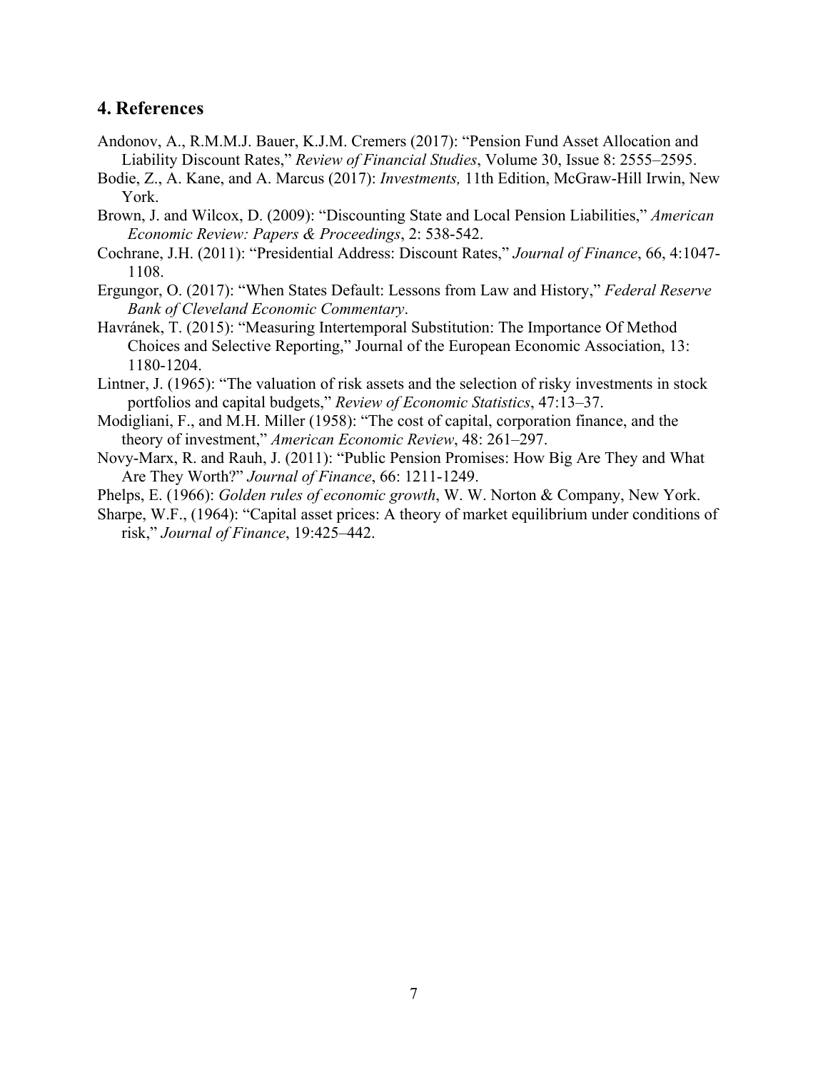## 4. References

Andonov, A., R.M.M.J. Bauer, K.J.M. Cremers (2017): "Pension Fund Asset Allocation and Liability Discount Rates," *Review of Financial Studies*, Volume 30, Issue 8: 2555–2595.

Bodie, Z., A. Kane, and A. Marcus (2017): *Investments,* 11th Edition, McGraw-Hill Irwin, New York.

Brown, J. and Wilcox, D. (2009): "Discounting State and Local Pension Liabilities," *American Economic Review: Papers & Proceedings*, 2: 538-542.

Cochrane, J.H. (2011): "Presidential Address: Discount Rates," *Journal of Finance*, 66, 4:1047-1108.

Ergungor, O. (2017): "When States Default: Lessons from Law and History," *Federal Reserve Bank of Cleveland Economic Commentary*.

Havránek, T. (2015): "Measuring Intertemporal Substitution: The Importance Of Method Choices and Selective Reporting," Journal of the European Economic Association, 13: 1180-1204.

Lintner, J. (1965): "The valuation of risk assets and the selection of risky investments in stock portfolios and capital budgets," *Review of Economic Statistics*, 47:13–37.

Modigliani, F., and M.H. Miller (1958): "The cost of capital, corporation finance, and the theory of investment," *American Economic Review*, 48: 261–297.

Novy-Marx, R. and Rauh, J. (2011): "Public Pension Promises: How Big Are They and What Are They Worth?" *Journal of Finance*, 66: 1211-1249.

Phelps, E. (1966): *Golden rules of economic growth*, W. W. Norton & Company, New York.

Sharpe, W.F., (1964): "Capital asset prices: A theory of market equilibrium under conditions of risk," *Journal of Finance*, 19:425–442.